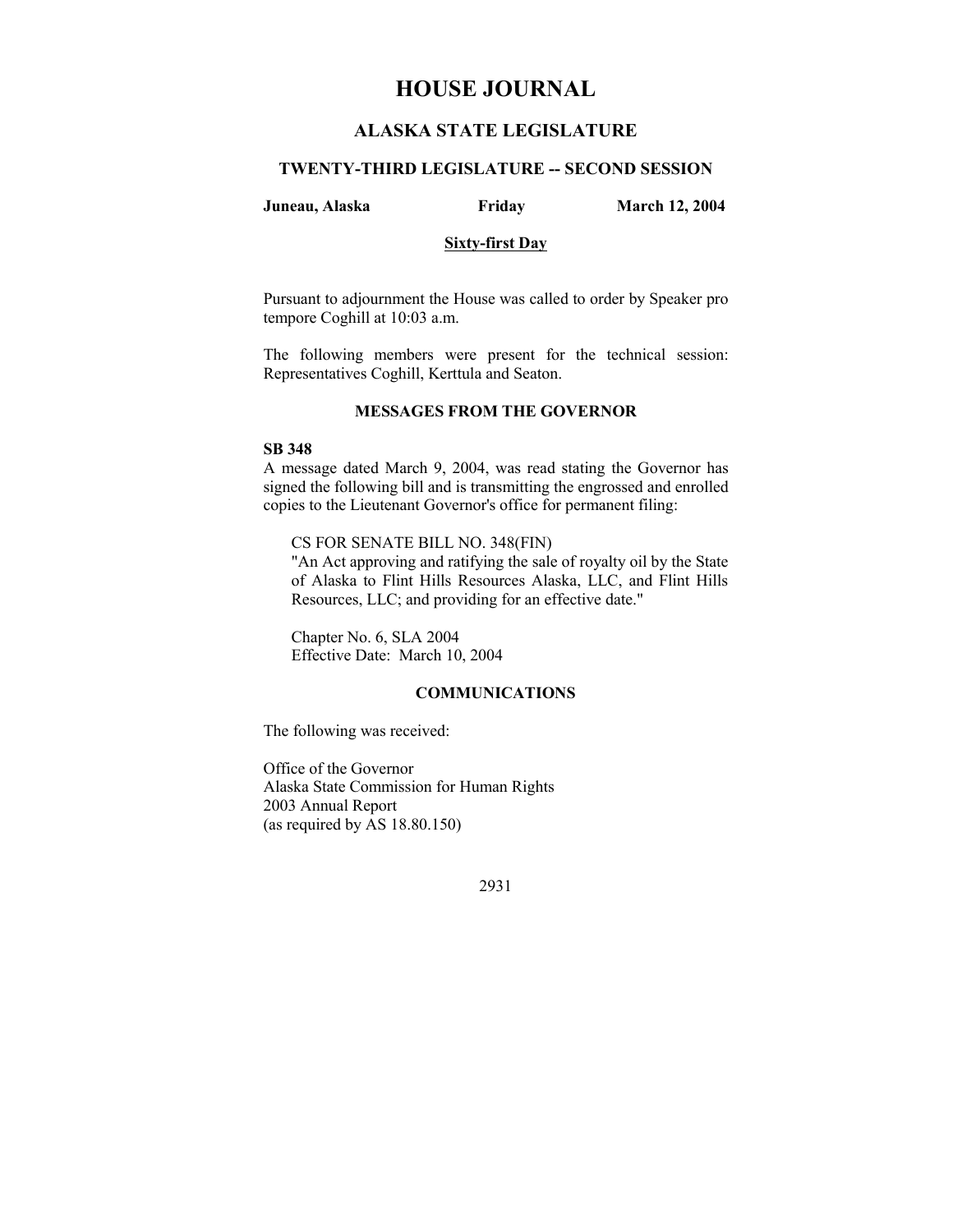# HOUSE JOURNAL

## ALASKA STATE LEGISLATURE

### TWENTY-THIRD LEGISLATURE -- SECOND SESSION

**Juneau, Alaska** **Friday** **March 12, 2004**

**Sixty-first Day**

Pursuant to adjournment the House was called to order by Speaker pro tempore Coghill at 10:03 a.m.

The following members were present for the technical session: Representatives Coghill, Kerttula and Seaton.

### MESSAGES FROM THE GOVERNOR

**SB 348**

A message dated March 9, 2004, was read stating the Governor has signed the following bill and is transmitting the engrossed and enrolled copies to the Lieutenant Governor's office for permanent filing:

> CS FOR SENATE BILL NO. 348(FIN)
> "An Act approving and ratifying the sale of royalty oil by the State of Alaska to Flint Hills Resources Alaska, LLC, and Flint Hills Resources, LLC; and providing for an effective date."
>
> Chapter No. 6, SLA 2004
> Effective Date: March 10, 2004

### COMMUNICATIONS

The following was received:

Office of the Governor
Alaska State Commission for Human Rights
2003 Annual Report
(as required by AS 18.80.150)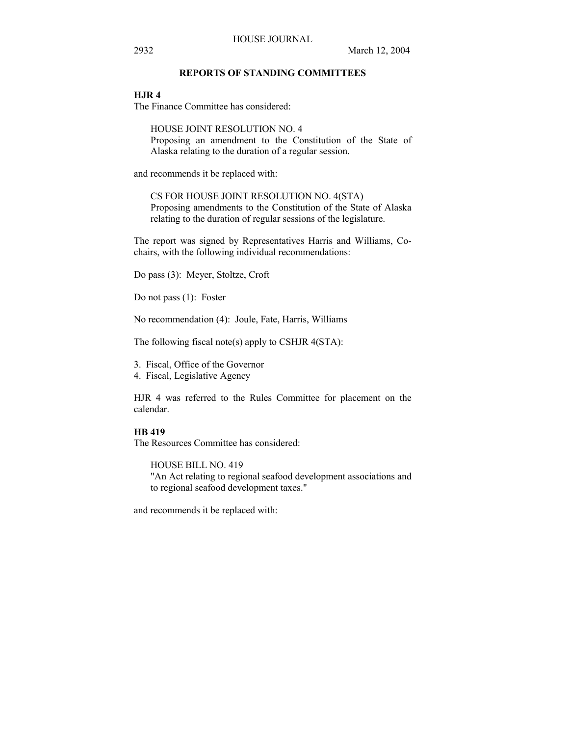## REPORTS OF STANDING COMMITTEES

**HJR 4**

The Finance Committee has considered:

> HOUSE JOINT RESOLUTION NO. 4
> Proposing an amendment to the Constitution of the State of Alaska relating to the duration of a regular session.

and recommends it be replaced with:

> CS FOR HOUSE JOINT RESOLUTION NO. 4(STA)
> Proposing amendments to the Constitution of the State of Alaska relating to the duration of regular sessions of the legislature.

The report was signed by Representatives Harris and Williams, Co-chairs, with the following individual recommendations:

Do pass (3): Meyer, Stoltze, Croft

Do not pass (1): Foster

No recommendation (4): Joule, Fate, Harris, Williams

The following fiscal note(s) apply to CSHJR 4(STA):

3. Fiscal, Office of the Governor
4. Fiscal, Legislative Agency

HJR 4 was referred to the Rules Committee for placement on the calendar.

**HB 419**

The Resources Committee has considered:

> HOUSE BILL NO. 419
> "An Act relating to regional seafood development associations and to regional seafood development taxes."

and recommends it be replaced with: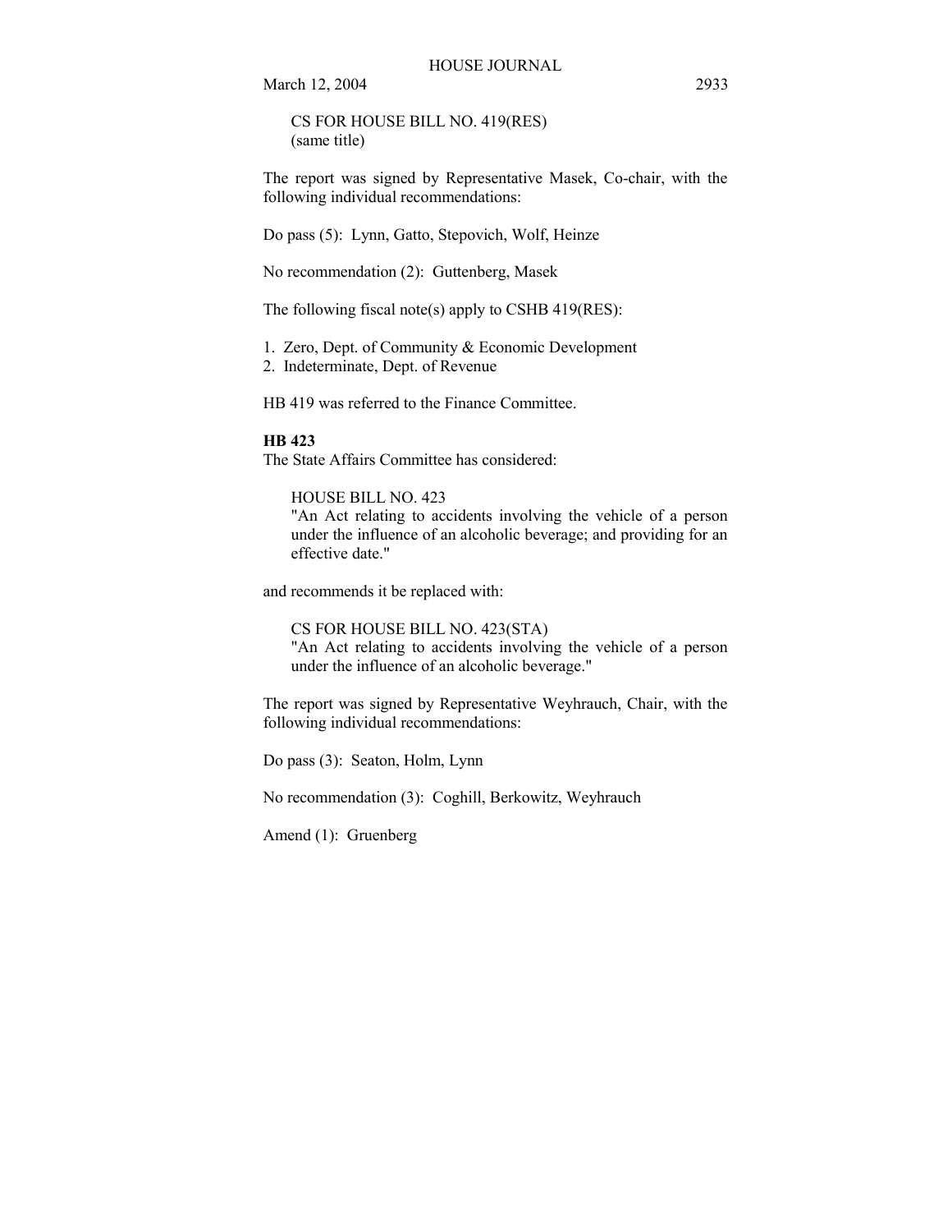CS FOR HOUSE BILL NO. 419(RES)
(same title)

The report was signed by Representative Masek, Co-chair, with the following individual recommendations:

Do pass (5): Lynn, Gatto, Stepovich, Wolf, Heinze

No recommendation (2): Guttenberg, Masek

The following fiscal note(s) apply to CSHB 419(RES):

1. Zero, Dept. of Community & Economic Development
2. Indeterminate, Dept. of Revenue

HB 419 was referred to the Finance Committee.

**HB 423**

The State Affairs Committee has considered:

HOUSE BILL NO. 423
"An Act relating to accidents involving the vehicle of a person under the influence of an alcoholic beverage; and providing for an effective date."

and recommends it be replaced with:

CS FOR HOUSE BILL NO. 423(STA)
"An Act relating to accidents involving the vehicle of a person under the influence of an alcoholic beverage."

The report was signed by Representative Weyhrauch, Chair, with the following individual recommendations:

Do pass (3): Seaton, Holm, Lynn

No recommendation (3): Coghill, Berkowitz, Weyhrauch

Amend (1): Gruenberg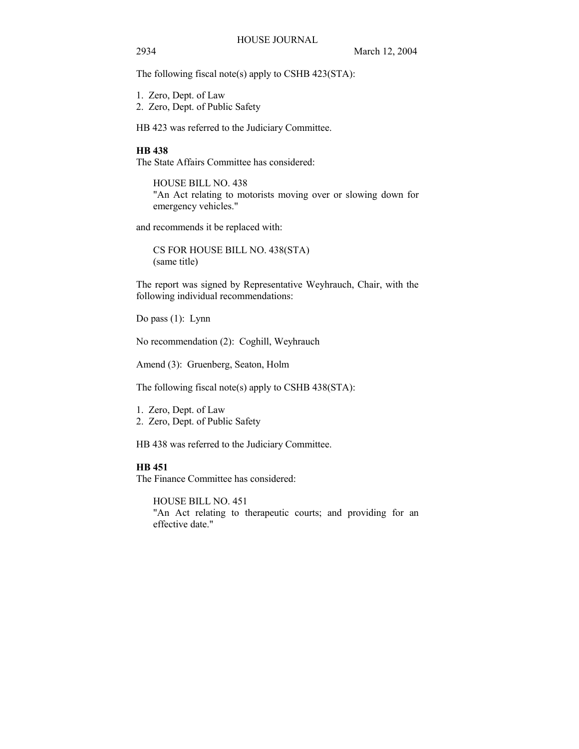The following fiscal note(s) apply to CSHB 423(STA):

1. Zero, Dept. of Law
2. Zero, Dept. of Public Safety

HB 423 was referred to the Judiciary Committee.

**HB 438**

The State Affairs Committee has considered:

> HOUSE BILL NO. 438
> "An Act relating to motorists moving over or slowing down for emergency vehicles."

and recommends it be replaced with:

> CS FOR HOUSE BILL NO. 438(STA)
> (same title)

The report was signed by Representative Weyhrauch, Chair, with the following individual recommendations:

Do pass (1): Lynn

No recommendation (2): Coghill, Weyhrauch

Amend (3): Gruenberg, Seaton, Holm

The following fiscal note(s) apply to CSHB 438(STA):

1. Zero, Dept. of Law
2. Zero, Dept. of Public Safety

HB 438 was referred to the Judiciary Committee.

**HB 451**

The Finance Committee has considered:

> HOUSE BILL NO. 451
> "An Act relating to therapeutic courts; and providing for an effective date."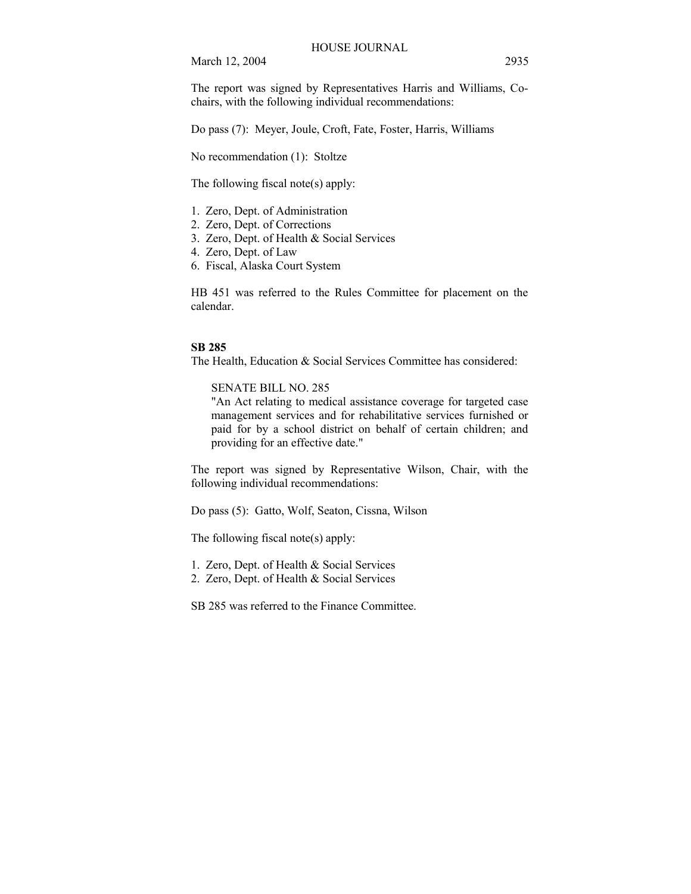The report was signed by Representatives Harris and Williams, Co-chairs, with the following individual recommendations:

Do pass (7): Meyer, Joule, Croft, Fate, Foster, Harris, Williams

No recommendation (1): Stoltze

The following fiscal note(s) apply:

1. Zero, Dept. of Administration
2. Zero, Dept. of Corrections
3. Zero, Dept. of Health & Social Services
4. Zero, Dept. of Law
6. Fiscal, Alaska Court System

HB 451 was referred to the Rules Committee for placement on the calendar.

**SB 285**

The Health, Education & Social Services Committee has considered:

SENATE BILL NO. 285
"An Act relating to medical assistance coverage for targeted case management services and for rehabilitative services furnished or paid for by a school district on behalf of certain children; and providing for an effective date."

The report was signed by Representative Wilson, Chair, with the following individual recommendations:

Do pass (5): Gatto, Wolf, Seaton, Cissna, Wilson

The following fiscal note(s) apply:

1. Zero, Dept. of Health & Social Services
2. Zero, Dept. of Health & Social Services

SB 285 was referred to the Finance Committee.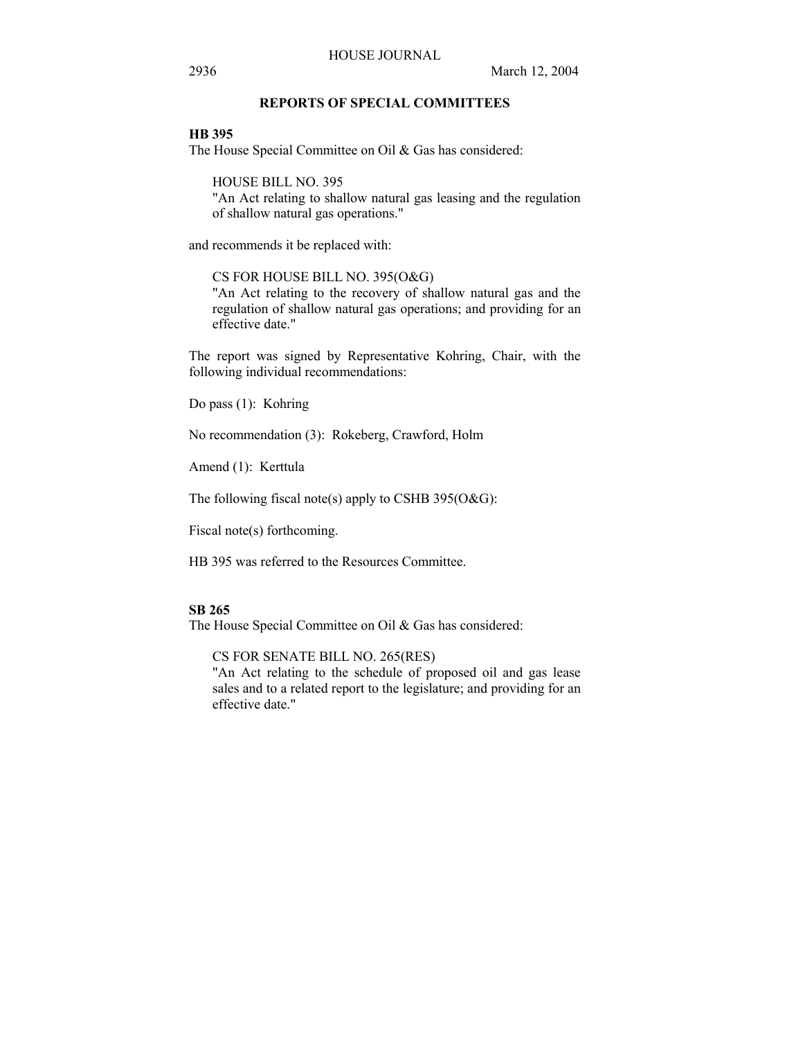## REPORTS OF SPECIAL COMMITTEES

**HB 395**

The House Special Committee on Oil & Gas has considered:

HOUSE BILL NO. 395
"An Act relating to shallow natural gas leasing and the regulation of shallow natural gas operations."

and recommends it be replaced with:

CS FOR HOUSE BILL NO. 395(O&G)
"An Act relating to the recovery of shallow natural gas and the regulation of shallow natural gas operations; and providing for an effective date."

The report was signed by Representative Kohring, Chair, with the following individual recommendations:

Do pass (1): Kohring

No recommendation (3): Rokeberg, Crawford, Holm

Amend (1): Kerttula

The following fiscal note(s) apply to CSHB 395(O&G):

Fiscal note(s) forthcoming.

HB 395 was referred to the Resources Committee.

**SB 265**

The House Special Committee on Oil & Gas has considered:

CS FOR SENATE BILL NO. 265(RES)
"An Act relating to the schedule of proposed oil and gas lease sales and to a related report to the legislature; and providing for an effective date."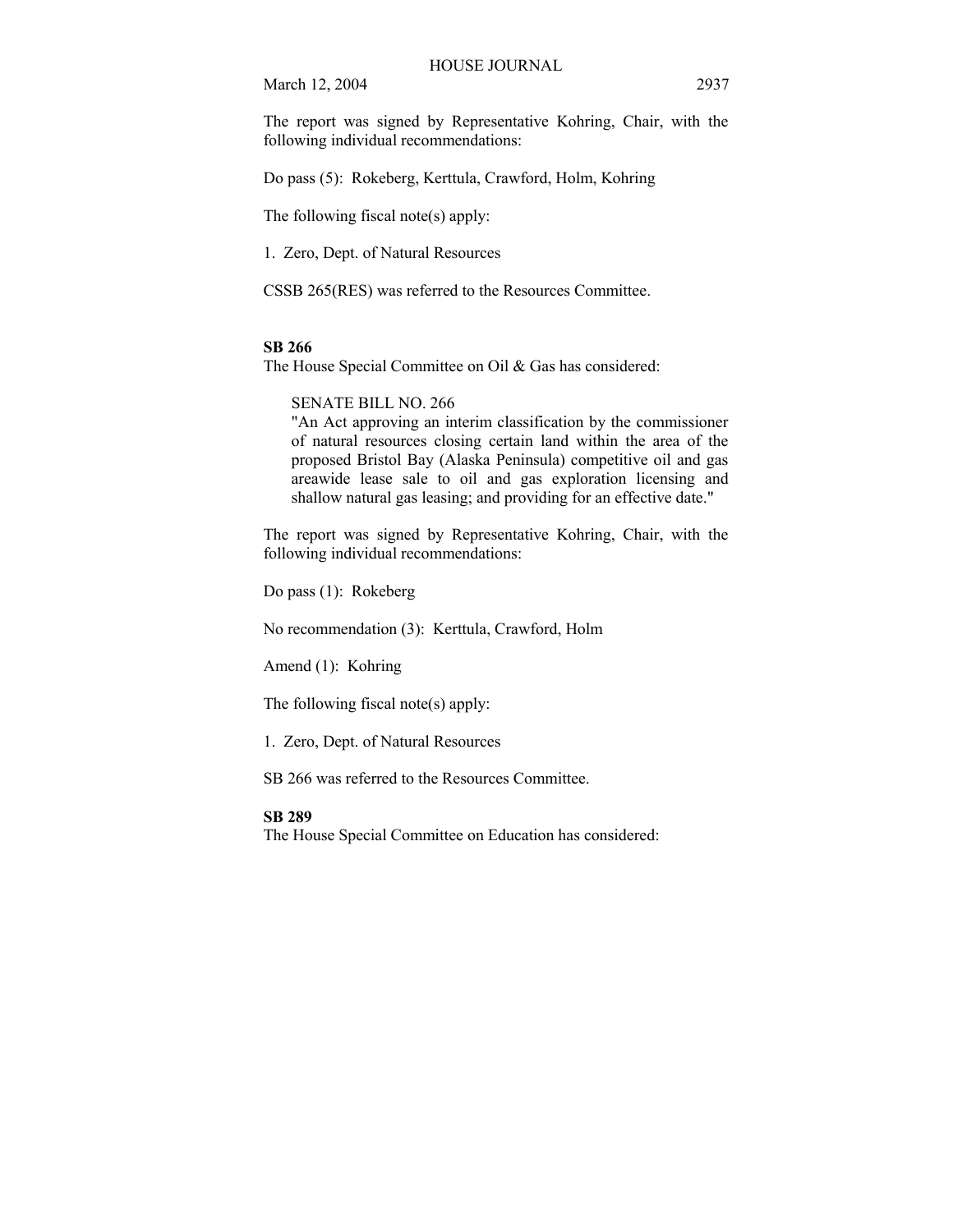The report was signed by Representative Kohring, Chair, with the following individual recommendations:

Do pass (5): Rokeberg, Kerttula, Crawford, Holm, Kohring

The following fiscal note(s) apply:

1. Zero, Dept. of Natural Resources

CSSB 265(RES) was referred to the Resources Committee.

**SB 266**

The House Special Committee on Oil & Gas has considered:

SENATE BILL NO. 266
"An Act approving an interim classification by the commissioner of natural resources closing certain land within the area of the proposed Bristol Bay (Alaska Peninsula) competitive oil and gas areawide lease sale to oil and gas exploration licensing and shallow natural gas leasing; and providing for an effective date."

The report was signed by Representative Kohring, Chair, with the following individual recommendations:

Do pass (1): Rokeberg

No recommendation (3): Kerttula, Crawford, Holm

Amend (1): Kohring

The following fiscal note(s) apply:

1. Zero, Dept. of Natural Resources

SB 266 was referred to the Resources Committee.

**SB 289**

The House Special Committee on Education has considered: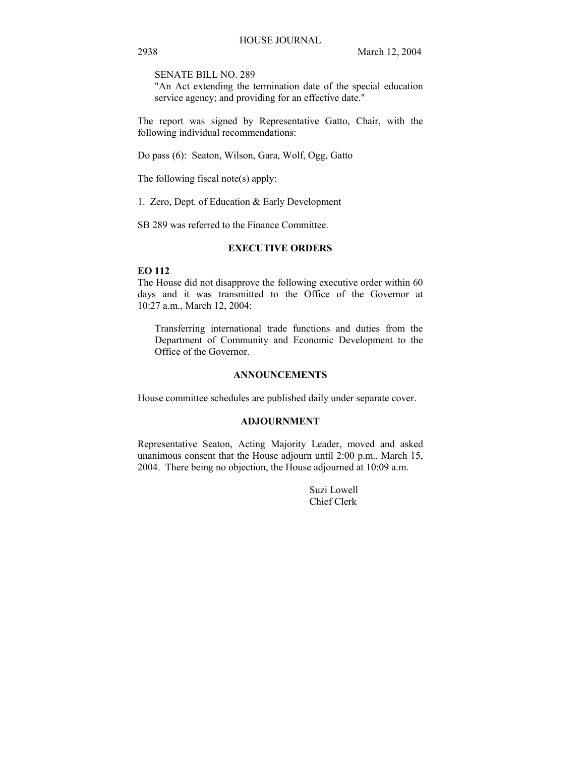SENATE BILL NO. 289
"An Act extending the termination date of the special education service agency; and providing for an effective date."

The report was signed by Representative Gatto, Chair, with the following individual recommendations:

Do pass (6): Seaton, Wilson, Gara, Wolf, Ogg, Gatto

The following fiscal note(s) apply:

1. Zero, Dept. of Education & Early Development

SB 289 was referred to the Finance Committee.

## EXECUTIVE ORDERS

**EO 112**

The House did not disapprove the following executive order within 60 days and it was transmitted to the Office of the Governor at 10:27 a.m., March 12, 2004:

Transferring international trade functions and duties from the Department of Community and Economic Development to the Office of the Governor.

## ANNOUNCEMENTS

House committee schedules are published daily under separate cover.

## ADJOURNMENT

Representative Seaton, Acting Majority Leader, moved and asked unanimous consent that the House adjourn until 2:00 p.m., March 15, 2004. There being no objection, the House adjourned at 10:09 a.m.

Suzi Lowell
Chief Clerk